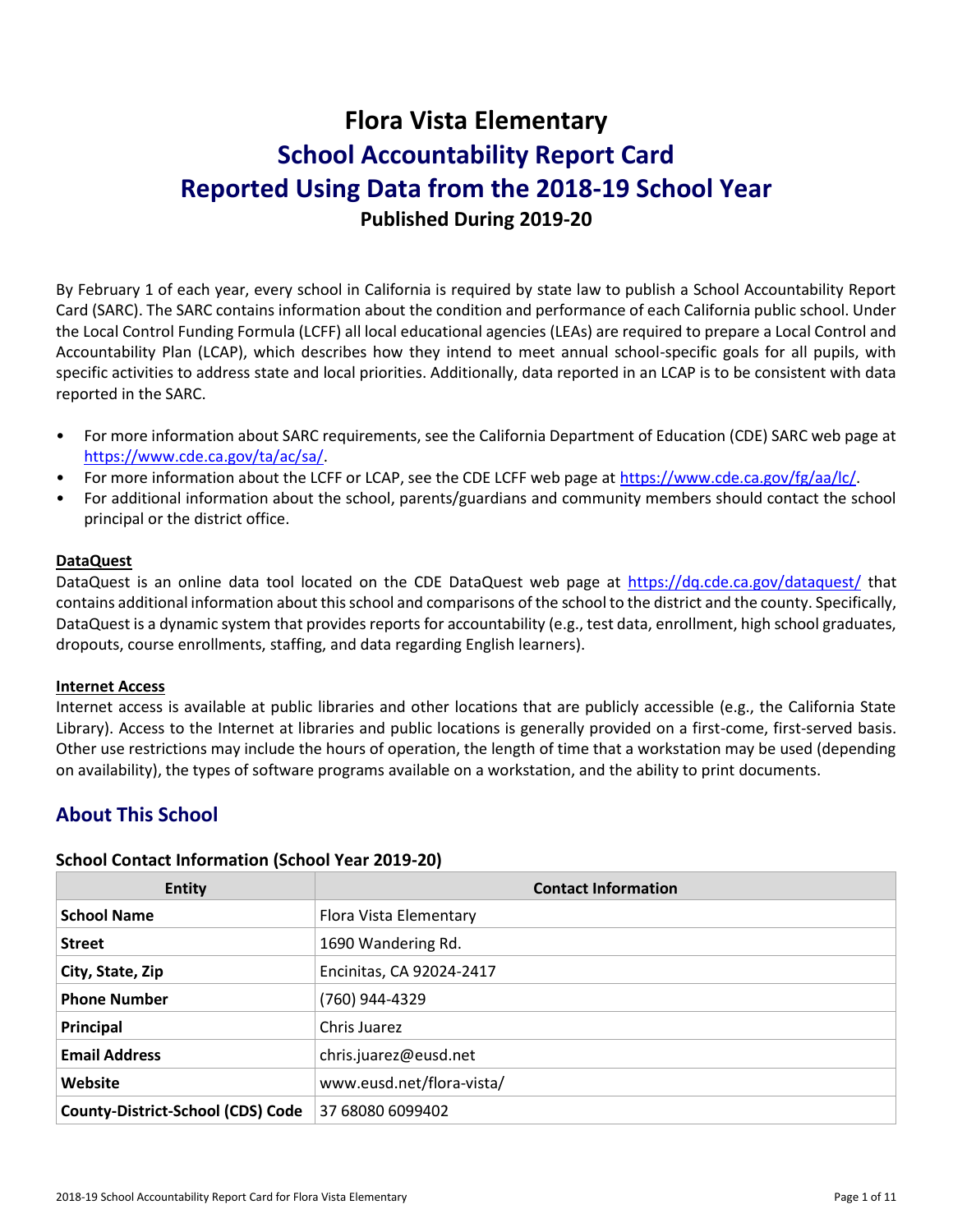# Flora Vista Elementary

# School Accountability Report Card

# Reported Using Data from the 2018-19 School Year

**Published During 2019-20**

By February 1 of each year, every school in California is required by state law to publish a School Accountability Report Card (SARC). The SARC contains information about the condition and performance of each California public school. Under the Local Control Funding Formula (LCFF) all local educational agencies (LEAs) are required to prepare a Local Control and Accountability Plan (LCAP), which describes how they intend to meet annual school-specific goals for all pupils, with specific activities to address state and local priorities. Additionally, data reported in an LCAP is to be consistent with data reported in the SARC.

- For more information about SARC requirements, see the California Department of Education (CDE) SARC web page at https://www.cde.ca.gov/ta/ac/sa/.
- For more information about the LCFF or LCAP, see the CDE LCFF web page at https://www.cde.ca.gov/fg/aa/lc/.
- For additional information about the school, parents/guardians and community members should contact the school principal or the district office.

**DataQuest**

DataQuest is an online data tool located on the CDE DataQuest web page at https://dq.cde.ca.gov/dataquest/ that contains additional information about this school and comparisons of the school to the district and the county. Specifically, DataQuest is a dynamic system that provides reports for accountability (e.g., test data, enrollment, high school graduates, dropouts, course enrollments, staffing, and data regarding English learners).

**Internet Access**

Internet access is available at public libraries and other locations that are publicly accessible (e.g., the California State Library). Access to the Internet at libraries and public locations is generally provided on a first-come, first-served basis. Other use restrictions may include the hours of operation, the length of time that a workstation may be used (depending on availability), the types of software programs available on a workstation, and the ability to print documents.

## About This School

### School Contact Information (School Year 2019-20)

| Entity | Contact Information |
|---|---|
| **School Name** | Flora Vista Elementary |
| **Street** | 1690 Wandering Rd. |
| **City, State, Zip** | Encinitas, CA 92024-2417 |
| **Phone Number** | (760) 944-4329 |
| **Principal** | Chris Juarez |
| **Email Address** | chris.juarez@eusd.net |
| **Website** | www.eusd.net/flora-vista/ |
| **County-District-School (CDS) Code** | 37 68080 6099402 |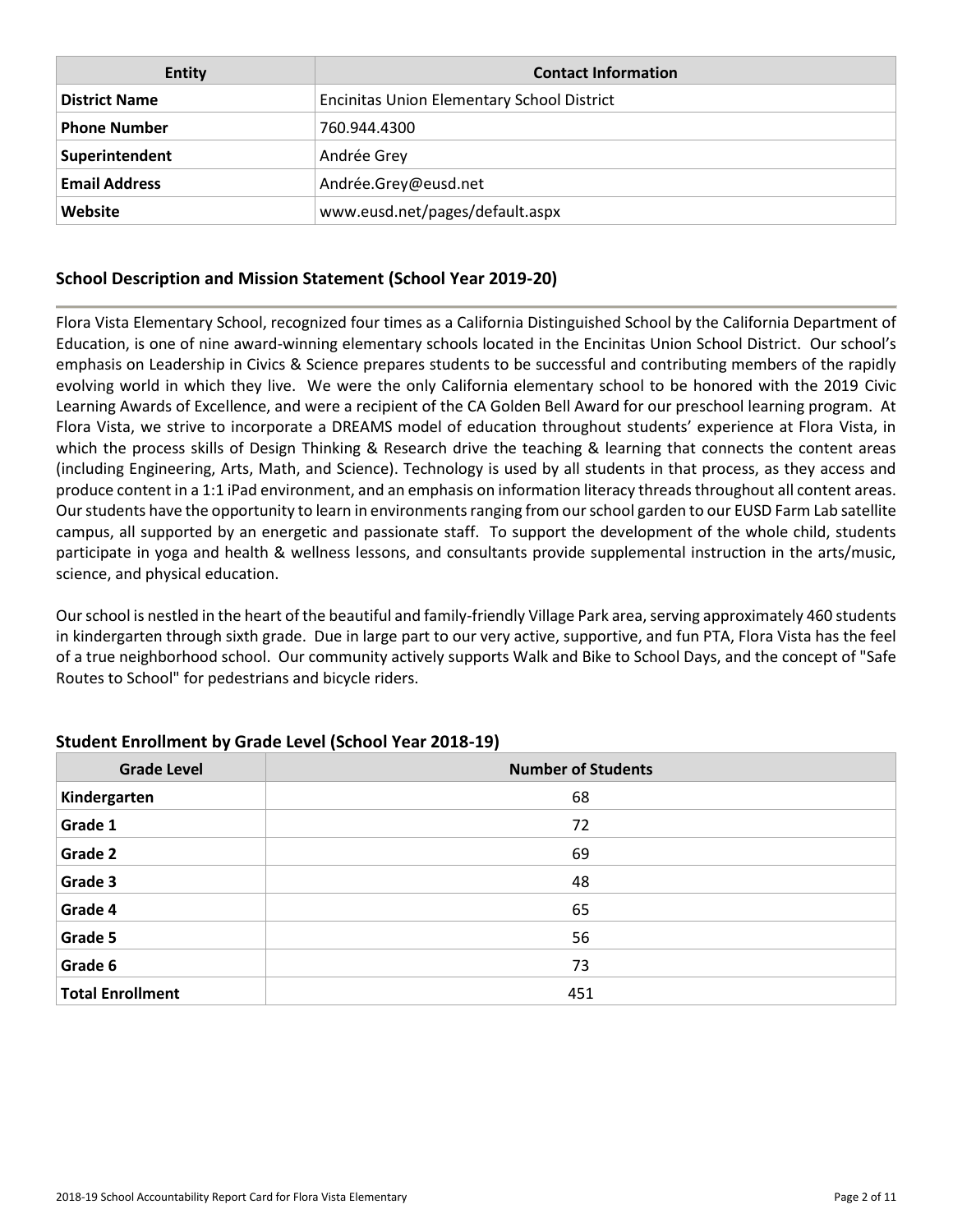| Entity | Contact Information |
|---|---|
| **District Name** | Encinitas Union Elementary School District |
| **Phone Number** | 760.944.4300 |
| **Superintendent** | Andrée Grey |
| **Email Address** | Andrée.Grey@eusd.net |
| **Website** | www.eusd.net/pages/default.aspx |

## School Description and Mission Statement (School Year 2019-20)

Flora Vista Elementary School, recognized four times as a California Distinguished School by the California Department of Education, is one of nine award-winning elementary schools located in the Encinitas Union School District. Our school's emphasis on Leadership in Civics & Science prepares students to be successful and contributing members of the rapidly evolving world in which they live. We were the only California elementary school to be honored with the 2019 Civic Learning Awards of Excellence, and were a recipient of the CA Golden Bell Award for our preschool learning program. At Flora Vista, we strive to incorporate a DREAMS model of education throughout students' experience at Flora Vista, in which the process skills of Design Thinking & Research drive the teaching & learning that connects the content areas (including Engineering, Arts, Math, and Science). Technology is used by all students in that process, as they access and produce content in a 1:1 iPad environment, and an emphasis on information literacy threads throughout all content areas. Our students have the opportunity to learn in environments ranging from our school garden to our EUSD Farm Lab satellite campus, all supported by an energetic and passionate staff. To support the development of the whole child, students participate in yoga and health & wellness lessons, and consultants provide supplemental instruction in the arts/music, science, and physical education.

Our school is nestled in the heart of the beautiful and family-friendly Village Park area, serving approximately 460 students in kindergarten through sixth grade. Due in large part to our very active, supportive, and fun PTA, Flora Vista has the feel of a true neighborhood school. Our community actively supports Walk and Bike to School Days, and the concept of "Safe Routes to School" for pedestrians and bicycle riders.

## Student Enrollment by Grade Level (School Year 2018-19)

| Grade Level | Number of Students |
|---|---|
| **Kindergarten** | 68 |
| **Grade 1** | 72 |
| **Grade 2** | 69 |
| **Grade 3** | 48 |
| **Grade 4** | 65 |
| **Grade 5** | 56 |
| **Grade 6** | 73 |
| **Total Enrollment** | 451 |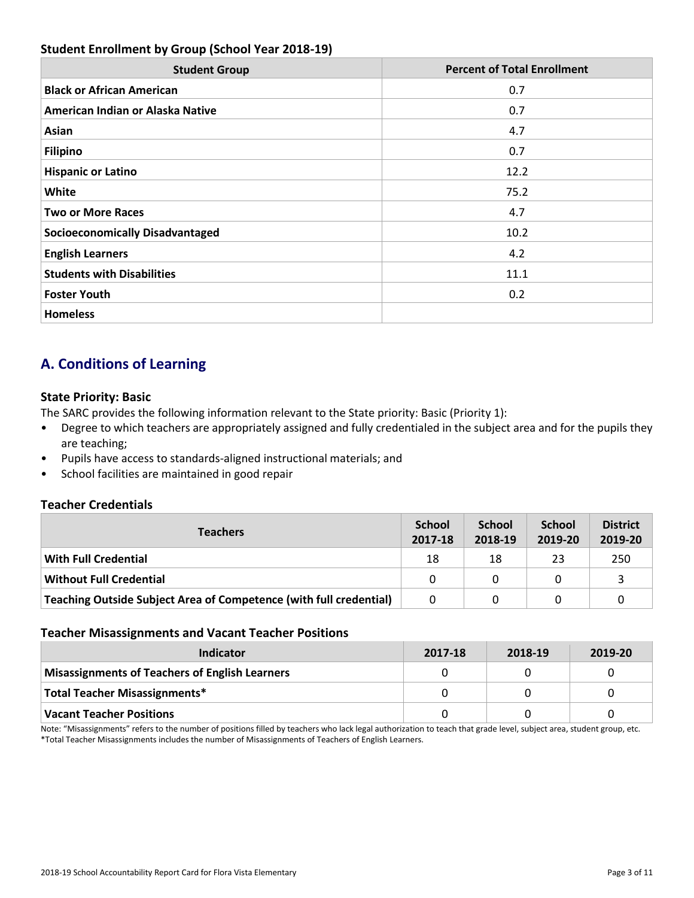### Student Enrollment by Group (School Year 2018-19)

| Student Group | Percent of Total Enrollment |
|---|---|
| **Black or African American** | 0.7 |
| **American Indian or Alaska Native** | 0.7 |
| **Asian** | 4.7 |
| **Filipino** | 0.7 |
| **Hispanic or Latino** | 12.2 |
| **White** | 75.2 |
| **Two or More Races** | 4.7 |
| **Socioeconomically Disadvantaged** | 10.2 |
| **English Learners** | 4.2 |
| **Students with Disabilities** | 11.1 |
| **Foster Youth** | 0.2 |
| **Homeless** | |

## A. Conditions of Learning

### State Priority: Basic

The SARC provides the following information relevant to the State priority: Basic (Priority 1):

- Degree to which teachers are appropriately assigned and fully credentialed in the subject area and for the pupils they are teaching;
- Pupils have access to standards-aligned instructional materials; and
- School facilities are maintained in good repair

### Teacher Credentials

| Teachers | School 2017-18 | School 2018-19 | School 2019-20 | District 2019-20 |
|---|---|---|---|---|
| **With Full Credential** | 18 | 18 | 23 | 250 |
| **Without Full Credential** | 0 | 0 | 0 | 3 |
| **Teaching Outside Subject Area of Competence (with full credential)** | 0 | 0 | 0 | 0 |

### Teacher Misassignments and Vacant Teacher Positions

| Indicator | 2017-18 | 2018-19 | 2019-20 |
|---|---|---|---|
| **Misassignments of Teachers of English Learners** | 0 | 0 | 0 |
| **Total Teacher Misassignments*** | 0 | 0 | 0 |
| **Vacant Teacher Positions** | 0 | 0 | 0 |

Note: "Misassignments" refers to the number of positions filled by teachers who lack legal authorization to teach that grade level, subject area, student group, etc.
*Total Teacher Misassignments includes the number of Misassignments of Teachers of English Learners.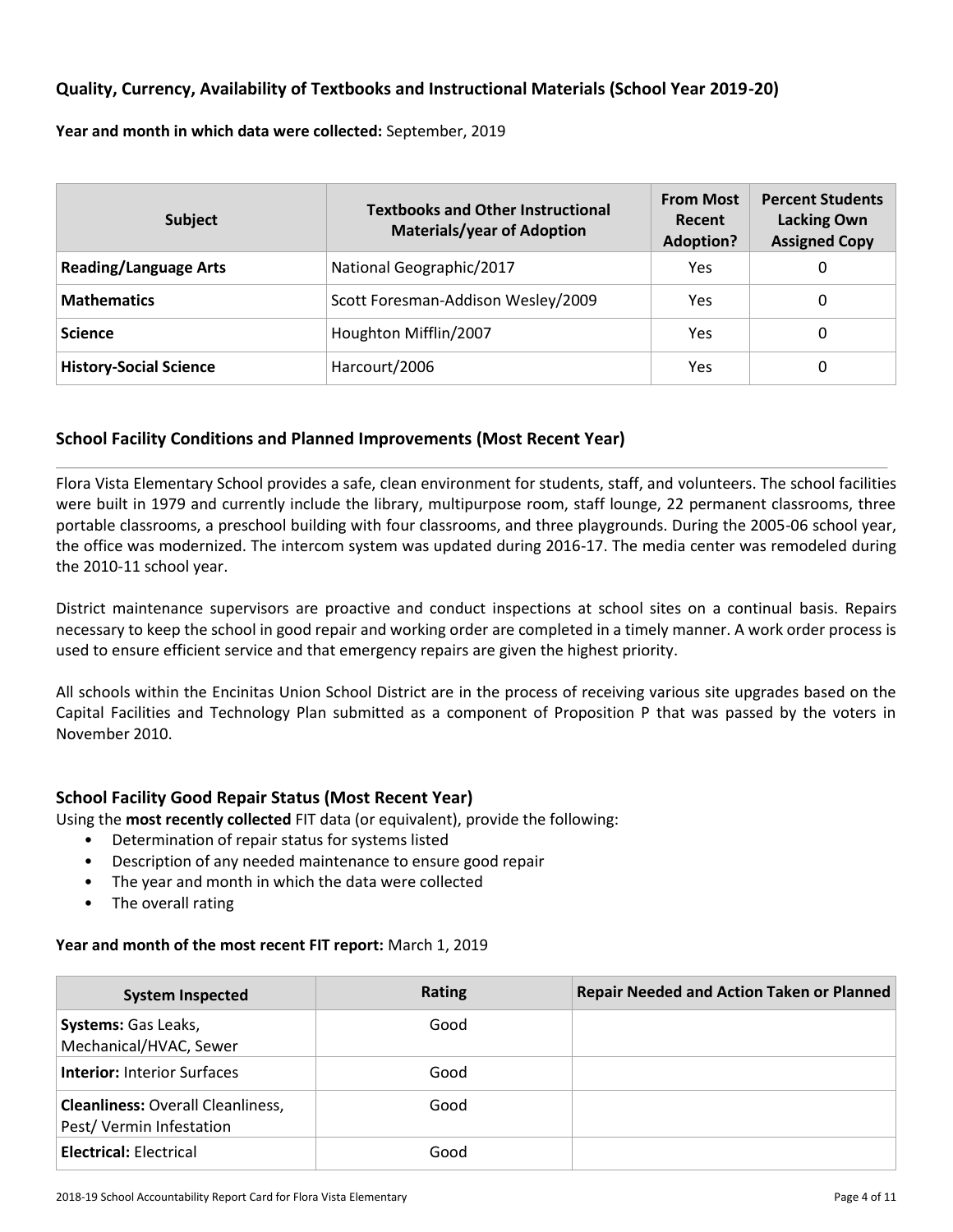### Quality, Currency, Availability of Textbooks and Instructional Materials (School Year 2019-20)

**Year and month in which data were collected:** September, 2019

| Subject | Textbooks and Other Instructional Materials/year of Adoption | From Most Recent Adoption? | Percent Students Lacking Own Assigned Copy |
|---|---|---|---|
| **Reading/Language Arts** | National Geographic/2017 | Yes | 0 |
| **Mathematics** | Scott Foresman-Addison Wesley/2009 | Yes | 0 |
| **Science** | Houghton Mifflin/2007 | Yes | 0 |
| **History-Social Science** | Harcourt/2006 | Yes | 0 |

### School Facility Conditions and Planned Improvements (Most Recent Year)

Flora Vista Elementary School provides a safe, clean environment for students, staff, and volunteers. The school facilities were built in 1979 and currently include the library, multipurpose room, staff lounge, 22 permanent classrooms, three portable classrooms, a preschool building with four classrooms, and three playgrounds. During the 2005-06 school year, the office was modernized. The intercom system was updated during 2016-17. The media center was remodeled during the 2010-11 school year.

District maintenance supervisors are proactive and conduct inspections at school sites on a continual basis. Repairs necessary to keep the school in good repair and working order are completed in a timely manner. A work order process is used to ensure efficient service and that emergency repairs are given the highest priority.

All schools within the Encinitas Union School District are in the process of receiving various site upgrades based on the Capital Facilities and Technology Plan submitted as a component of Proposition P that was passed by the voters in November 2010.

### School Facility Good Repair Status (Most Recent Year)

Using the **most recently collected** FIT data (or equivalent), provide the following:

- Determination of repair status for systems listed
- Description of any needed maintenance to ensure good repair
- The year and month in which the data were collected
- The overall rating

**Year and month of the most recent FIT report:** March 1, 2019

| System Inspected | Rating | Repair Needed and Action Taken or Planned |
|---|---|---|
| **Systems:** Gas Leaks, Mechanical/HVAC, Sewer | Good | |
| **Interior:** Interior Surfaces | Good | |
| **Cleanliness:** Overall Cleanliness, Pest/ Vermin Infestation | Good | |
| **Electrical:** Electrical | Good | |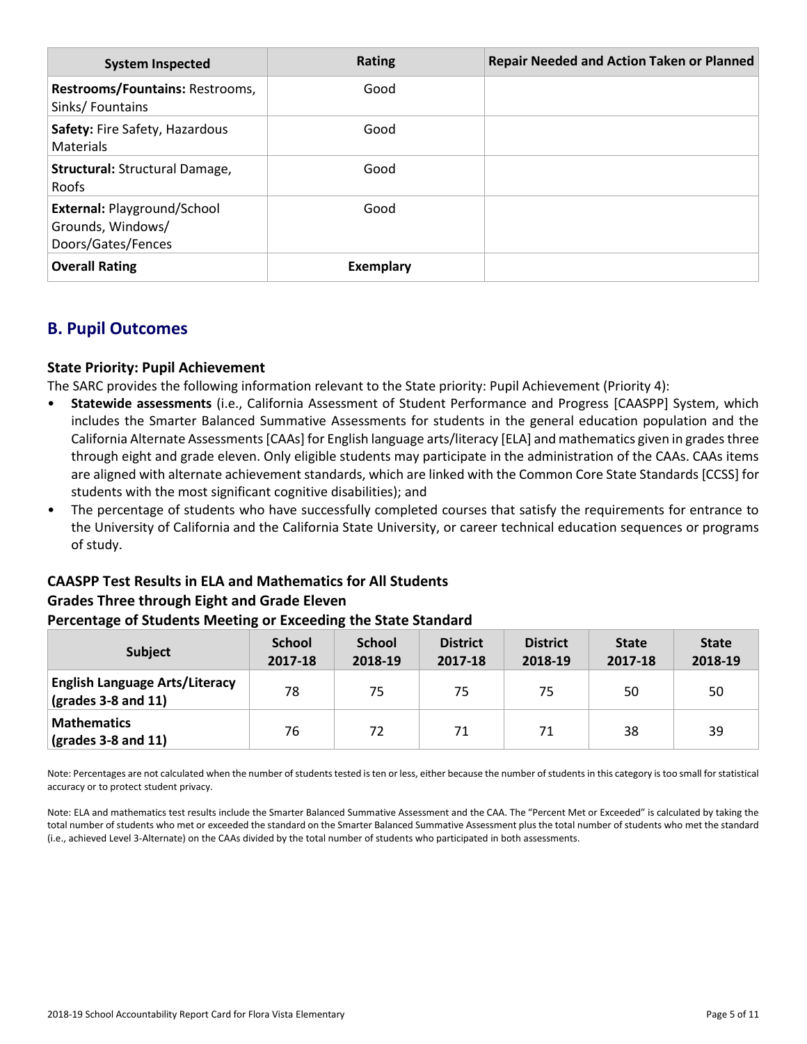| System Inspected | Rating | Repair Needed and Action Taken or Planned |
|---|---|---|
| **Restrooms/Fountains:** Restrooms, Sinks/ Fountains | Good | |
| **Safety:** Fire Safety, Hazardous Materials | Good | |
| **Structural:** Structural Damage, Roofs | Good | |
| **External:** Playground/School Grounds, Windows/ Doors/Gates/Fences | Good | |
| **Overall Rating** | **Exemplary** | |

## B. Pupil Outcomes

### State Priority: Pupil Achievement

The SARC provides the following information relevant to the State priority: Pupil Achievement (Priority 4):

- **Statewide assessments** (i.e., California Assessment of Student Performance and Progress [CAASPP] System, which includes the Smarter Balanced Summative Assessments for students in the general education population and the California Alternate Assessments [CAAs] for English language arts/literacy [ELA] and mathematics given in grades three through eight and grade eleven. Only eligible students may participate in the administration of the CAAs. CAAs items are aligned with alternate achievement standards, which are linked with the Common Core State Standards [CCSS] for students with the most significant cognitive disabilities); and
- The percentage of students who have successfully completed courses that satisfy the requirements for entrance to the University of California and the California State University, or career technical education sequences or programs of study.

### CAASPP Test Results in ELA and Mathematics for All Students
### Grades Three through Eight and Grade Eleven
### Percentage of Students Meeting or Exceeding the State Standard

| Subject | School 2017-18 | School 2018-19 | District 2017-18 | District 2018-19 | State 2017-18 | State 2018-19 |
|---|---|---|---|---|---|---|
| **English Language Arts/Literacy (grades 3-8 and 11)** | 78 | 75 | 75 | 75 | 50 | 50 |
| **Mathematics (grades 3-8 and 11)** | 76 | 72 | 71 | 71 | 38 | 39 |

Note: Percentages are not calculated when the number of students tested is ten or less, either because the number of students in this category is too small for statistical accuracy or to protect student privacy.

Note: ELA and mathematics test results include the Smarter Balanced Summative Assessment and the CAA. The "Percent Met or Exceeded" is calculated by taking the total number of students who met or exceeded the standard on the Smarter Balanced Summative Assessment plus the total number of students who met the standard (i.e., achieved Level 3-Alternate) on the CAAs divided by the total number of students who participated in both assessments.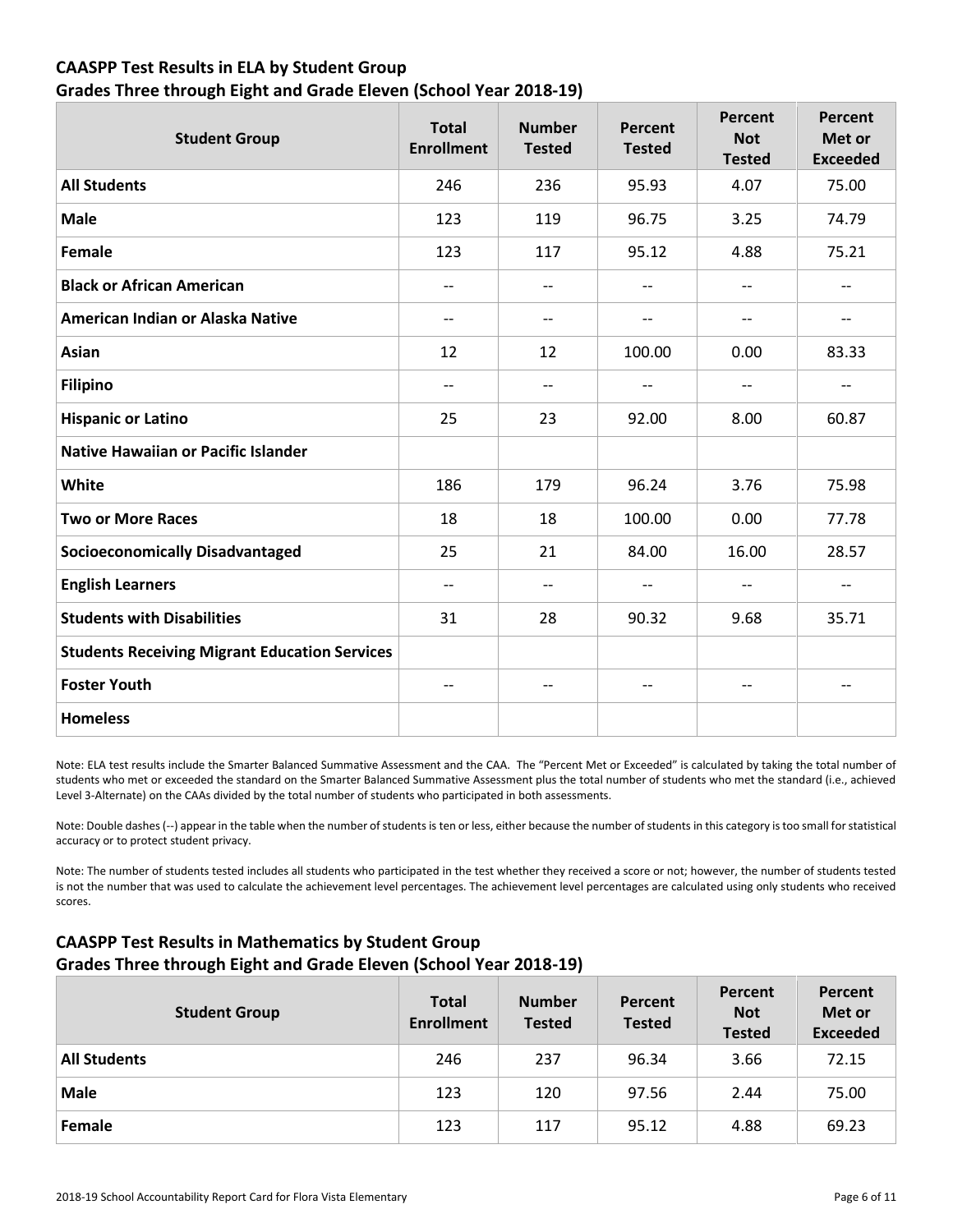## CAASPP Test Results in ELA by Student Group
## Grades Three through Eight and Grade Eleven (School Year 2018-19)

| Student Group | Total Enrollment | Number Tested | Percent Tested | Percent Not Tested | Percent Met or Exceeded |
|---|---|---|---|---|---|
| **All Students** | 246 | 236 | 95.93 | 4.07 | 75.00 |
| **Male** | 123 | 119 | 96.75 | 3.25 | 74.79 |
| **Female** | 123 | 117 | 95.12 | 4.88 | 75.21 |
| **Black or African American** | -- | -- | -- | -- | -- |
| **American Indian or Alaska Native** | -- | -- | -- | -- | -- |
| **Asian** | 12 | 12 | 100.00 | 0.00 | 83.33 |
| **Filipino** | -- | -- | -- | -- | -- |
| **Hispanic or Latino** | 25 | 23 | 92.00 | 8.00 | 60.87 |
| **Native Hawaiian or Pacific Islander** | | | | | |
| **White** | 186 | 179 | 96.24 | 3.76 | 75.98 |
| **Two or More Races** | 18 | 18 | 100.00 | 0.00 | 77.78 |
| **Socioeconomically Disadvantaged** | 25 | 21 | 84.00 | 16.00 | 28.57 |
| **English Learners** | -- | -- | -- | -- | -- |
| **Students with Disabilities** | 31 | 28 | 90.32 | 9.68 | 35.71 |
| **Students Receiving Migrant Education Services** | | | | | |
| **Foster Youth** | -- | -- | -- | -- | -- |
| **Homeless** | | | | | |

Note: ELA test results include the Smarter Balanced Summative Assessment and the CAA. The "Percent Met or Exceeded" is calculated by taking the total number of students who met or exceeded the standard on the Smarter Balanced Summative Assessment plus the total number of students who met the standard (i.e., achieved Level 3-Alternate) on the CAAs divided by the total number of students who participated in both assessments.

Note: Double dashes (--) appear in the table when the number of students is ten or less, either because the number of students in this category is too small for statistical accuracy or to protect student privacy.

Note: The number of students tested includes all students who participated in the test whether they received a score or not; however, the number of students tested is not the number that was used to calculate the achievement level percentages. The achievement level percentages are calculated using only students who received scores.

## CAASPP Test Results in Mathematics by Student Group
## Grades Three through Eight and Grade Eleven (School Year 2018-19)

| Student Group | Total Enrollment | Number Tested | Percent Tested | Percent Not Tested | Percent Met or Exceeded |
|---|---|---|---|---|---|
| **All Students** | 246 | 237 | 96.34 | 3.66 | 72.15 |
| **Male** | 123 | 120 | 97.56 | 2.44 | 75.00 |
| **Female** | 123 | 117 | 95.12 | 4.88 | 69.23 |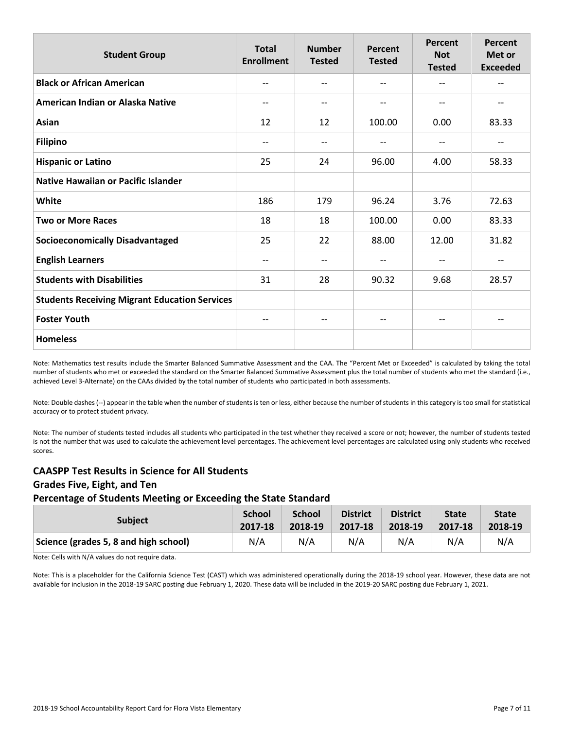| Student Group | Total Enrollment | Number Tested | Percent Tested | Percent Not Tested | Percent Met or Exceeded |
|---|---|---|---|---|---|
| **Black or African American** | -- | -- | -- | -- | -- |
| **American Indian or Alaska Native** | -- | -- | -- | -- | -- |
| **Asian** | 12 | 12 | 100.00 | 0.00 | 83.33 |
| **Filipino** | -- | -- | -- | -- | -- |
| **Hispanic or Latino** | 25 | 24 | 96.00 | 4.00 | 58.33 |
| **Native Hawaiian or Pacific Islander** | | | | | |
| **White** | 186 | 179 | 96.24 | 3.76 | 72.63 |
| **Two or More Races** | 18 | 18 | 100.00 | 0.00 | 83.33 |
| **Socioeconomically Disadvantaged** | 25 | 22 | 88.00 | 12.00 | 31.82 |
| **English Learners** | -- | -- | -- | -- | -- |
| **Students with Disabilities** | 31 | 28 | 90.32 | 9.68 | 28.57 |
| **Students Receiving Migrant Education Services** | | | | | |
| **Foster Youth** | -- | -- | -- | -- | -- |
| **Homeless** | | | | | |

Note: Mathematics test results include the Smarter Balanced Summative Assessment and the CAA. The "Percent Met or Exceeded" is calculated by taking the total number of students who met or exceeded the standard on the Smarter Balanced Summative Assessment plus the total number of students who met the standard (i.e., achieved Level 3-Alternate) on the CAAs divided by the total number of students who participated in both assessments.

Note: Double dashes (--) appear in the table when the number of students is ten or less, either because the number of students in this category is too small for statistical accuracy or to protect student privacy.

Note: The number of students tested includes all students who participated in the test whether they received a score or not; however, the number of students tested is not the number that was used to calculate the achievement level percentages. The achievement level percentages are calculated using only students who received scores.

## CAASPP Test Results in Science for All Students
## Grades Five, Eight, and Ten
## Percentage of Students Meeting or Exceeding the State Standard

| Subject | School 2017-18 | School 2018-19 | District 2017-18 | District 2018-19 | State 2017-18 | State 2018-19 |
|---|---|---|---|---|---|---|
| **Science (grades 5, 8 and high school)** | N/A | N/A | N/A | N/A | N/A | N/A |

Note: Cells with N/A values do not require data.

Note: This is a placeholder for the California Science Test (CAST) which was administered operationally during the 2018-19 school year. However, these data are not available for inclusion in the 2018-19 SARC posting due February 1, 2020. These data will be included in the 2019-20 SARC posting due February 1, 2021.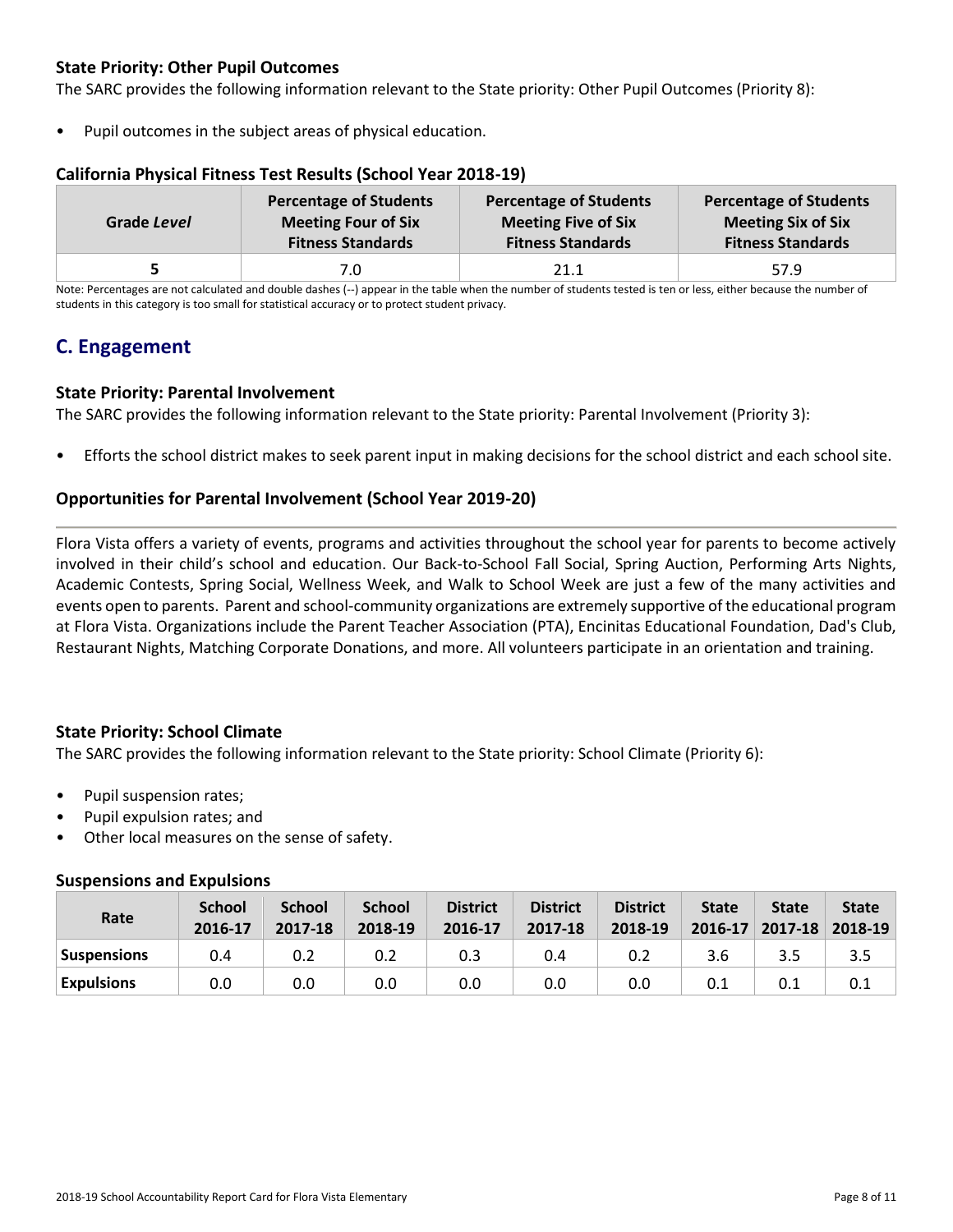### State Priority: Other Pupil Outcomes

The SARC provides the following information relevant to the State priority: Other Pupil Outcomes (Priority 8):

- Pupil outcomes in the subject areas of physical education.

### California Physical Fitness Test Results (School Year 2018-19)

| Grade *Level* | Percentage of Students Meeting Four of Six Fitness Standards | Percentage of Students Meeting Five of Six Fitness Standards | Percentage of Students Meeting Six of Six Fitness Standards |
|---|---|---|---|
| **5** | 7.0 | 21.1 | 57.9 |

Note: Percentages are not calculated and double dashes (--) appear in the table when the number of students tested is ten or less, either because the number of students in this category is too small for statistical accuracy or to protect student privacy.

## C. Engagement

### State Priority: Parental Involvement

The SARC provides the following information relevant to the State priority: Parental Involvement (Priority 3):

- Efforts the school district makes to seek parent input in making decisions for the school district and each school site.

### Opportunities for Parental Involvement (School Year 2019-20)

Flora Vista offers a variety of events, programs and activities throughout the school year for parents to become actively involved in their child's school and education. Our Back-to-School Fall Social, Spring Auction, Performing Arts Nights, Academic Contests, Spring Social, Wellness Week, and Walk to School Week are just a few of the many activities and events open to parents. Parent and school-community organizations are extremely supportive of the educational program at Flora Vista. Organizations include the Parent Teacher Association (PTA), Encinitas Educational Foundation, Dad's Club, Restaurant Nights, Matching Corporate Donations, and more. All volunteers participate in an orientation and training.

### State Priority: School Climate

The SARC provides the following information relevant to the State priority: School Climate (Priority 6):

- Pupil suspension rates;
- Pupil expulsion rates; and
- Other local measures on the sense of safety.

### Suspensions and Expulsions

| Rate | School 2016-17 | School 2017-18 | School 2018-19 | District 2016-17 | District 2017-18 | District 2018-19 | State 2016-17 | State 2017-18 | State 2018-19 |
|---|---|---|---|---|---|---|---|---|---|
| **Suspensions** | 0.4 | 0.2 | 0.2 | 0.3 | 0.4 | 0.2 | 3.6 | 3.5 | 3.5 |
| **Expulsions** | 0.0 | 0.0 | 0.0 | 0.0 | 0.0 | 0.0 | 0.1 | 0.1 | 0.1 |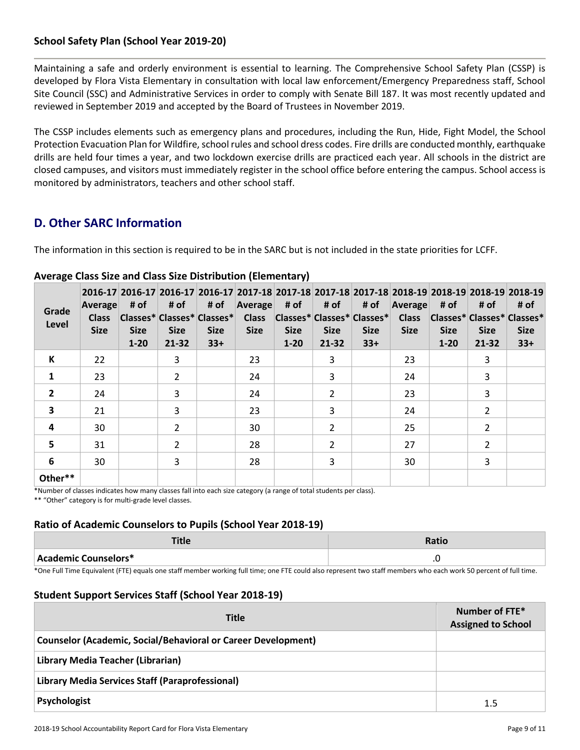### School Safety Plan (School Year 2019-20)

Maintaining a safe and orderly environment is essential to learning. The Comprehensive School Safety Plan (CSSP) is developed by Flora Vista Elementary in consultation with local law enforcement/Emergency Preparedness staff, School Site Council (SSC) and Administrative Services in order to comply with Senate Bill 187. It was most recently updated and reviewed in September 2019 and accepted by the Board of Trustees in November 2019.

The CSSP includes elements such as emergency plans and procedures, including the Run, Hide, Fight Model, the School Protection Evacuation Plan for Wildfire, school rules and school dress codes. Fire drills are conducted monthly, earthquake drills are held four times a year, and two lockdown exercise drills are practiced each year. All schools in the district are closed campuses, and visitors must immediately register in the school office before entering the campus. School access is monitored by administrators, teachers and other school staff.

## D. Other SARC Information

The information in this section is required to be in the SARC but is not included in the state priorities for LCFF.

### Average Class Size and Class Size Distribution (Elementary)

| Grade Level | 2016-17 Average Class Size | 2016-17 # of Classes* Size 1-20 | 2016-17 # of Classes* Size 21-32 | 2016-17 # of Classes* Size 33+ | 2017-18 Average Class Size | 2017-18 # of Classes* Size 1-20 | 2017-18 # of Classes* Size 21-32 | 2017-18 # of Classes* Size 33+ | 2018-19 Average Class Size | 2018-19 # of Classes* Size 1-20 | 2018-19 # of Classes* Size 21-32 | 2018-19 # of Classes* Size 33+ |
|---|---|---|---|---|---|---|---|---|---|---|---|---|
| K | 22 | | 3 | | 23 | | 3 | | 23 | | 3 | |
| 1 | 23 | | 2 | | 24 | | 3 | | 24 | | 3 | |
| 2 | 24 | | 3 | | 24 | | 2 | | 23 | | 3 | |
| 3 | 21 | | 3 | | 23 | | 3 | | 24 | | 2 | |
| 4 | 30 | | 2 | | 30 | | 2 | | 25 | | 2 | |
| 5 | 31 | | 2 | | 28 | | 2 | | 27 | | 2 | |
| 6 | 30 | | 3 | | 28 | | 3 | | 30 | | 3 | |
| Other** | | | | | | | | | | | | |

*Number of classes indicates how many classes fall into each size category (a range of total students per class).

** "Other" category is for multi-grade level classes.

### Ratio of Academic Counselors to Pupils (School Year 2018-19)

| Title | Ratio |
|---|---|
| Academic Counselors* | .0 |

*One Full Time Equivalent (FTE) equals one staff member working full time; one FTE could also represent two staff members who each work 50 percent of full time.

### Student Support Services Staff (School Year 2018-19)

| Title | Number of FTE* Assigned to School |
|---|---|
| Counselor (Academic, Social/Behavioral or Career Development) | |
| Library Media Teacher (Librarian) | |
| Library Media Services Staff (Paraprofessional) | |
| Psychologist | 1.5 |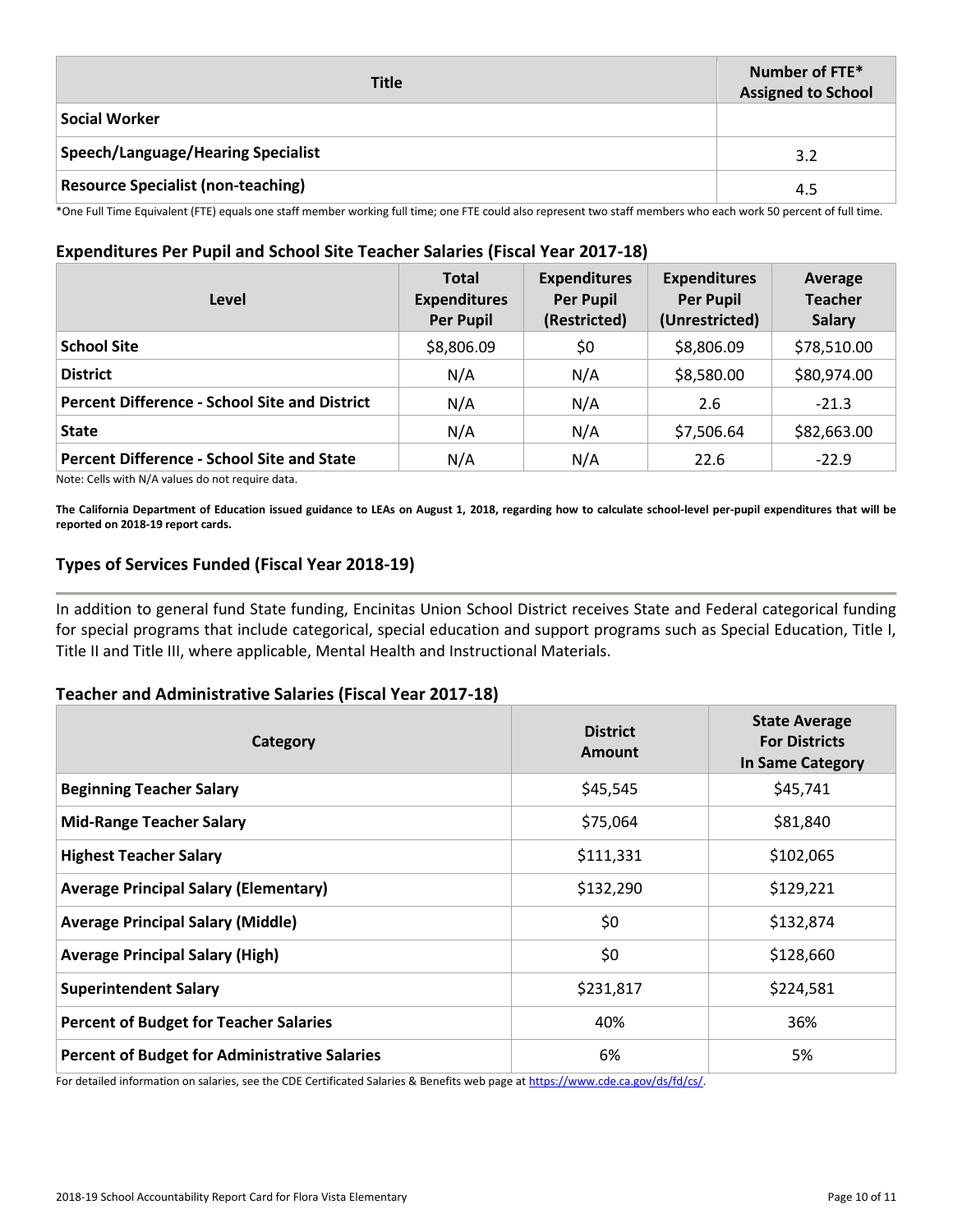| Title | Number of FTE* Assigned to School |
|---|---|
| Social Worker | |
| Speech/Language/Hearing Specialist | 3.2 |
| Resource Specialist (non-teaching) | 4.5 |

*One Full Time Equivalent (FTE) equals one staff member working full time; one FTE could also represent two staff members who each work 50 percent of full time.

### Expenditures Per Pupil and School Site Teacher Salaries (Fiscal Year 2017-18)

| Level | Total Expenditures Per Pupil | Expenditures Per Pupil (Restricted) | Expenditures Per Pupil (Unrestricted) | Average Teacher Salary |
|---|---|---|---|---|
| School Site | $8,806.09 | $0 | $8,806.09 | $78,510.00 |
| District | N/A | N/A | $8,580.00 | $80,974.00 |
| Percent Difference - School Site and District | N/A | N/A | 2.6 | -21.3 |
| State | N/A | N/A | $7,506.64 | $82,663.00 |
| Percent Difference - School Site and State | N/A | N/A | 22.6 | -22.9 |

Note: Cells with N/A values do not require data.

**The California Department of Education issued guidance to LEAs on August 1, 2018, regarding how to calculate school-level per-pupil expenditures that will be reported on 2018-19 report cards.**

### Types of Services Funded (Fiscal Year 2018-19)

In addition to general fund State funding, Encinitas Union School District receives State and Federal categorical funding for special programs that include categorical, special education and support programs such as Special Education, Title I, Title II and Title III, where applicable, Mental Health and Instructional Materials.

### Teacher and Administrative Salaries (Fiscal Year 2017-18)

| Category | District Amount | State Average For Districts In Same Category |
|---|---|---|
| Beginning Teacher Salary | $45,545 | $45,741 |
| Mid-Range Teacher Salary | $75,064 | $81,840 |
| Highest Teacher Salary | $111,331 | $102,065 |
| Average Principal Salary (Elementary) | $132,290 | $129,221 |
| Average Principal Salary (Middle) | $0 | $132,874 |
| Average Principal Salary (High) | $0 | $128,660 |
| Superintendent Salary | $231,817 | $224,581 |
| Percent of Budget for Teacher Salaries | 40% | 36% |
| Percent of Budget for Administrative Salaries | 6% | 5% |

For detailed information on salaries, see the CDE Certificated Salaries & Benefits web page at https://www.cde.ca.gov/ds/fd/cs/.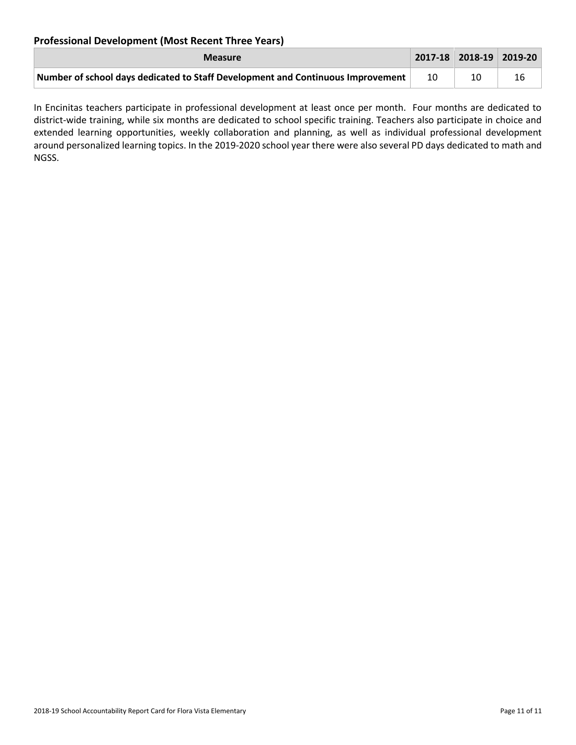### Professional Development (Most Recent Three Years)

| Measure | 2017-18 | 2018-19 | 2019-20 |
|---|---|---|---|
| Number of school days dedicated to Staff Development and Continuous Improvement | 10 | 10 | 16 |

In Encinitas teachers participate in professional development at least once per month. Four months are dedicated to district-wide training, while six months are dedicated to school specific training. Teachers also participate in choice and extended learning opportunities, weekly collaboration and planning, as well as individual professional development around personalized learning topics. In the 2019-2020 school year there were also several PD days dedicated to math and NGSS.